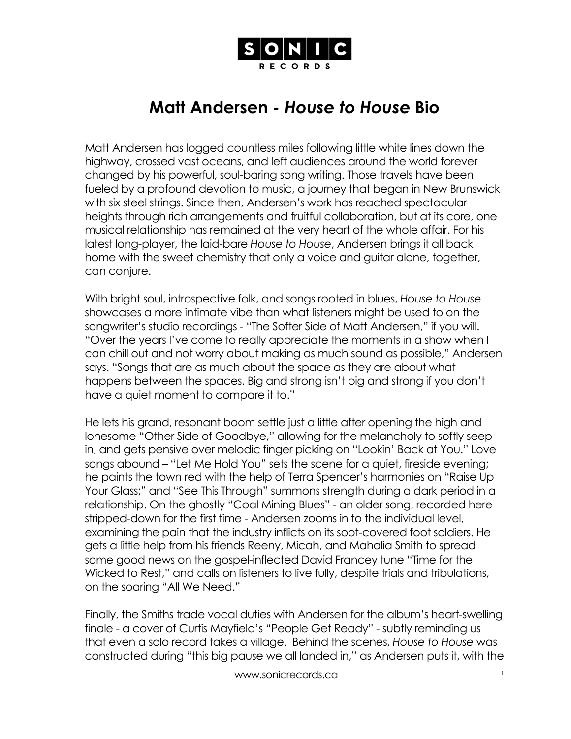# Matt Andersen - *House to House* Bio

Matt Andersen has logged countless miles following little white lines down the highway, crossed vast oceans, and left audiences around the world forever changed by his powerful, soul-baring song writing. Those travels have been fueled by a profound devotion to music, a journey that began in New Brunswick with six steel strings. Since then, Andersen's work has reached spectacular heights through rich arrangements and fruitful collaboration, but at its core, one musical relationship has remained at the very heart of the whole affair. For his latest long-player, the laid-bare *House to House*, Andersen brings it all back home with the sweet chemistry that only a voice and guitar alone, together, can conjure.

With bright soul, introspective folk, and songs rooted in blues, *House to House* showcases a more intimate vibe than what listeners might be used to on the songwriter's studio recordings - "The Softer Side of Matt Andersen," if you will. "Over the years I've come to really appreciate the moments in a show when I can chill out and not worry about making as much sound as possible," Andersen says. "Songs that are as much about the space as they are about what happens between the spaces. Big and strong isn't big and strong if you don't have a quiet moment to compare it to."

He lets his grand, resonant boom settle just a little after opening the high and lonesome "Other Side of Goodbye," allowing for the melancholy to softly seep in, and gets pensive over melodic finger picking on "Lookin' Back at You." Love songs abound – "Let Me Hold You" sets the scene for a quiet, fireside evening; he paints the town red with the help of Terra Spencer's harmonies on "Raise Up Your Glass;" and "See This Through" summons strength during a dark period in a relationship. On the ghostly "Coal Mining Blues" - an older song, recorded here stripped-down for the first time - Andersen zooms in to the individual level, examining the pain that the industry inflicts on its soot-covered foot soldiers. He gets a little help from his friends Reeny, Micah, and Mahalia Smith to spread some good news on the gospel-inflected David Francey tune "Time for the Wicked to Rest," and calls on listeners to live fully, despite trials and tribulations, on the soaring "All We Need."

Finally, the Smiths trade vocal duties with Andersen for the album's heart-swelling finale - a cover of Curtis Mayfield's "People Get Ready" - subtly reminding us that even a solo record takes a village. Behind the scenes, *House to House* was constructed during "this big pause we all landed in," as Andersen puts it, with the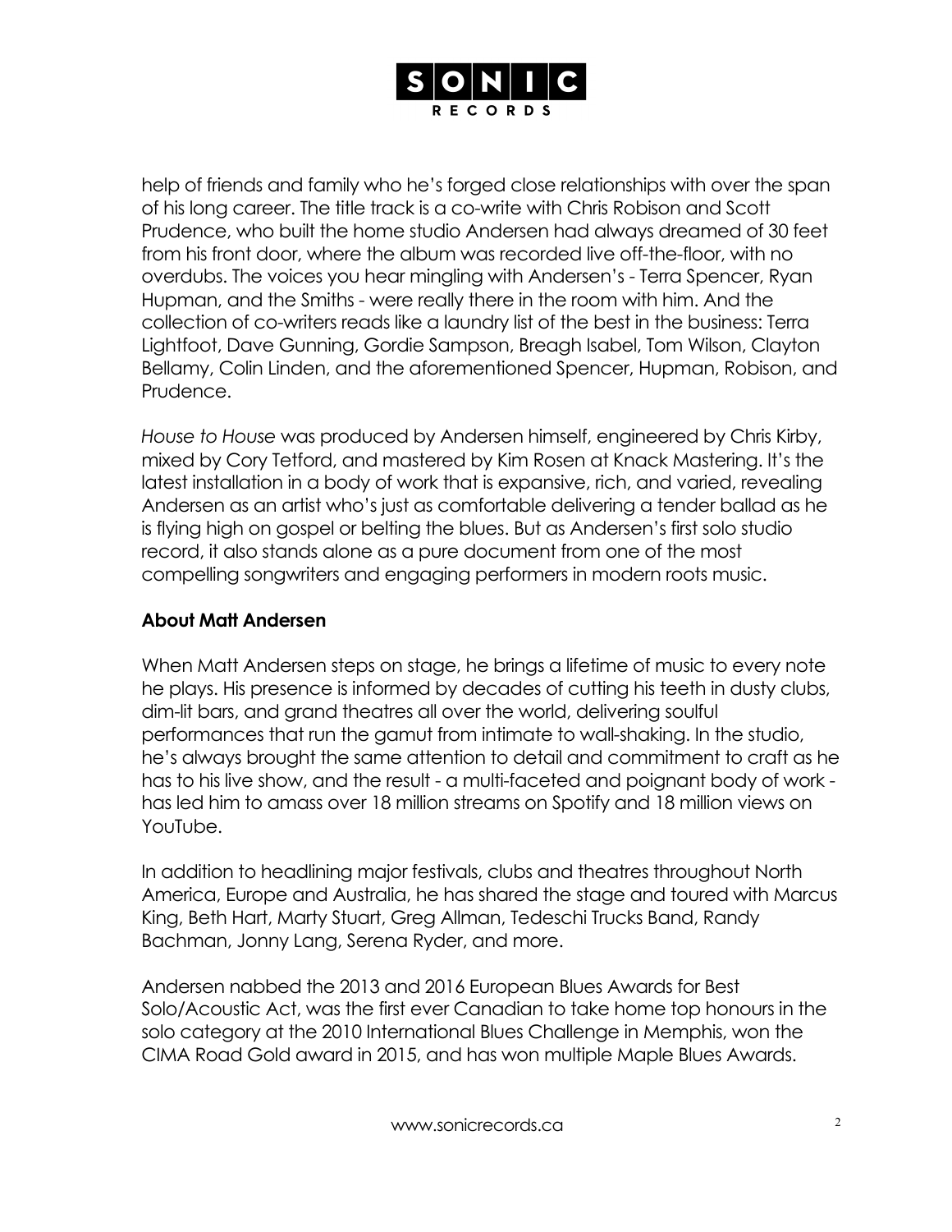help of friends and family who he's forged close relationships with over the span of his long career. The title track is a co-write with Chris Robison and Scott Prudence, who built the home studio Andersen had always dreamed of 30 feet from his front door, where the album was recorded live off-the-floor, with no overdubs. The voices you hear mingling with Andersen's - Terra Spencer, Ryan Hupman, and the Smiths - were really there in the room with him. And the collection of co-writers reads like a laundry list of the best in the business: Terra Lightfoot, Dave Gunning, Gordie Sampson, Breagh Isabel, Tom Wilson, Clayton Bellamy, Colin Linden, and the aforementioned Spencer, Hupman, Robison, and Prudence.

*House to House* was produced by Andersen himself, engineered by Chris Kirby, mixed by Cory Tetford, and mastered by Kim Rosen at Knack Mastering. It's the latest installation in a body of work that is expansive, rich, and varied, revealing Andersen as an artist who's just as comfortable delivering a tender ballad as he is flying high on gospel or belting the blues. But as Andersen's first solo studio record, it also stands alone as a pure document from one of the most compelling songwriters and engaging performers in modern roots music.

**About Matt Andersen**

When Matt Andersen steps on stage, he brings a lifetime of music to every note he plays. His presence is informed by decades of cutting his teeth in dusty clubs, dim-lit bars, and grand theatres all over the world, delivering soulful performances that run the gamut from intimate to wall-shaking. In the studio, he's always brought the same attention to detail and commitment to craft as he has to his live show, and the result - a multi-faceted and poignant body of work - has led him to amass over 18 million streams on Spotify and 18 million views on YouTube.

In addition to headlining major festivals, clubs and theatres throughout North America, Europe and Australia, he has shared the stage and toured with Marcus King, Beth Hart, Marty Stuart, Greg Allman, Tedeschi Trucks Band, Randy Bachman, Jonny Lang, Serena Ryder, and more.

Andersen nabbed the 2013 and 2016 European Blues Awards for Best Solo/Acoustic Act, was the first ever Canadian to take home top honours in the solo category at the 2010 International Blues Challenge in Memphis, won the CIMA Road Gold award in 2015, and has won multiple Maple Blues Awards.